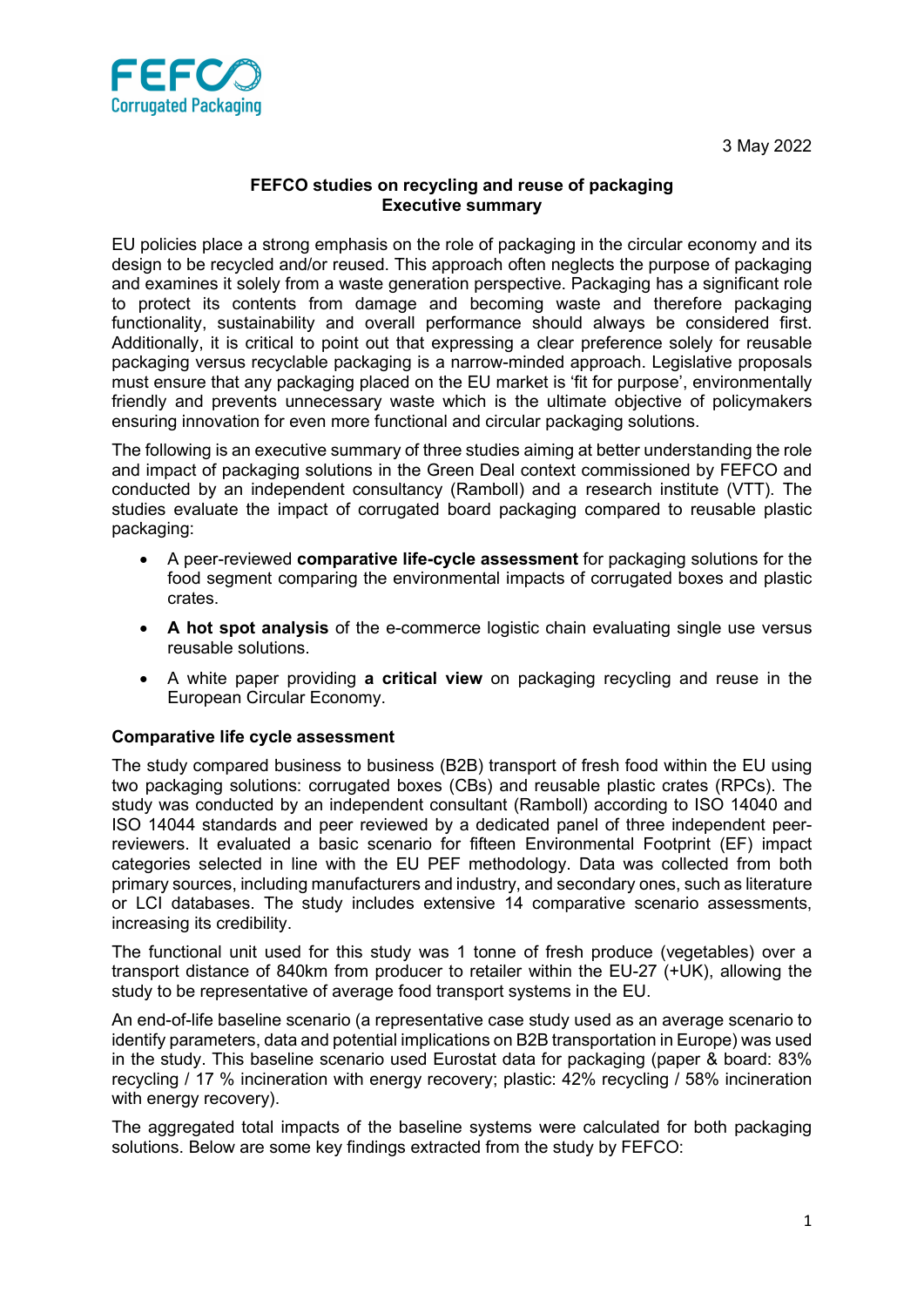FEFCO Corrugated Packaging

3 May 2022

**FEFCO studies on recycling and reuse of packaging**
**Executive summary**

EU policies place a strong emphasis on the role of packaging in the circular economy and its design to be recycled and/or reused. This approach often neglects the purpose of packaging and examines it solely from a waste generation perspective. Packaging has a significant role to protect its contents from damage and becoming waste and therefore packaging functionality, sustainability and overall performance should always be considered first. Additionally, it is critical to point out that expressing a clear preference solely for reusable packaging versus recyclable packaging is a narrow-minded approach. Legislative proposals must ensure that any packaging placed on the EU market is 'fit for purpose', environmentally friendly and prevents unnecessary waste which is the ultimate objective of policymakers ensuring innovation for even more functional and circular packaging solutions.

The following is an executive summary of three studies aiming at better understanding the role and impact of packaging solutions in the Green Deal context commissioned by FEFCO and conducted by an independent consultancy (Ramboll) and a research institute (VTT). The studies evaluate the impact of corrugated board packaging compared to reusable plastic packaging:

- A peer-reviewed **comparative life-cycle assessment** for packaging solutions for the food segment comparing the environmental impacts of corrugated boxes and plastic crates.
- **A hot spot analysis** of the e-commerce logistic chain evaluating single use versus reusable solutions.
- A white paper providing **a critical view** on packaging recycling and reuse in the European Circular Economy.

**Comparative life cycle assessment**

The study compared business to business (B2B) transport of fresh food within the EU using two packaging solutions: corrugated boxes (CBs) and reusable plastic crates (RPCs). The study was conducted by an independent consultant (Ramboll) according to ISO 14040 and ISO 14044 standards and peer reviewed by a dedicated panel of three independent peer-reviewers. It evaluated a basic scenario for fifteen Environmental Footprint (EF) impact categories selected in line with the EU PEF methodology. Data was collected from both primary sources, including manufacturers and industry, and secondary ones, such as literature or LCI databases. The study includes extensive 14 comparative scenario assessments, increasing its credibility.

The functional unit used for this study was 1 tonne of fresh produce (vegetables) over a transport distance of 840km from producer to retailer within the EU-27 (+UK), allowing the study to be representative of average food transport systems in the EU.

An end-of-life baseline scenario (a representative case study used as an average scenario to identify parameters, data and potential implications on B2B transportation in Europe) was used in the study. This baseline scenario used Eurostat data for packaging (paper & board: 83% recycling / 17 % incineration with energy recovery; plastic: 42% recycling / 58% incineration with energy recovery).

The aggregated total impacts of the baseline systems were calculated for both packaging solutions. Below are some key findings extracted from the study by FEFCO: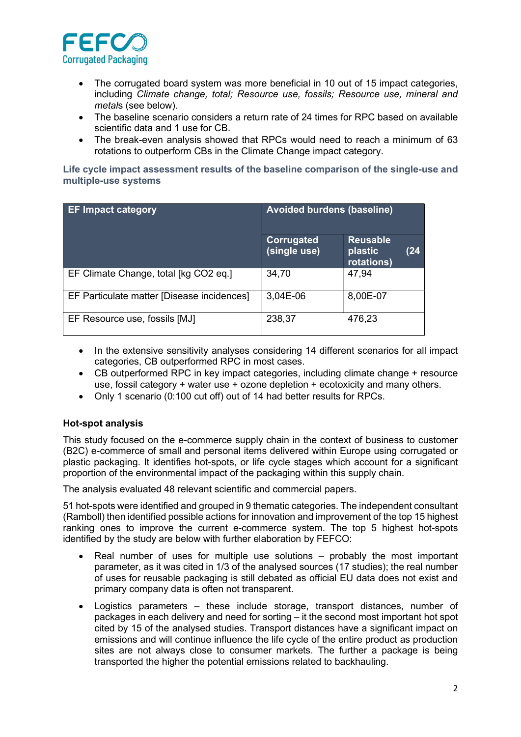- The corrugated board system was more beneficial in 10 out of 15 impact categories, including *Climate change, total; Resource use, fossils; Resource use, mineral and metal*s (see below).
- The baseline scenario considers a return rate of 24 times for RPC based on available scientific data and 1 use for CB.
- The break-even analysis showed that RPCs would need to reach a minimum of 63 rotations to outperform CBs in the Climate Change impact category.

**Life cycle impact assessment results of the baseline comparison of the single-use and multiple-use systems**

| EF Impact category | Avoided burdens (baseline) | |
|---|---|---|
| | Corrugated (single use) | Reusable plastic (24 rotations) |
| EF Climate Change, total [kg CO2 eq.] | 34,70 | 47,94 |
| EF Particulate matter [Disease incidences] | 3,04E-06 | 8,00E-07 |
| EF Resource use, fossils [MJ] | 238,37 | 476,23 |

- In the extensive sensitivity analyses considering 14 different scenarios for all impact categories, CB outperformed RPC in most cases.
- CB outperformed RPC in key impact categories, including climate change + resource use, fossil category + water use + ozone depletion + ecotoxicity and many others.
- Only 1 scenario (0:100 cut off) out of 14 had better results for RPCs.

**Hot-spot analysis**

This study focused on the e-commerce supply chain in the context of business to customer (B2C) e-commerce of small and personal items delivered within Europe using corrugated or plastic packaging. It identifies hot-spots, or life cycle stages which account for a significant proportion of the environmental impact of the packaging within this supply chain.

The analysis evaluated 48 relevant scientific and commercial papers.

51 hot-spots were identified and grouped in 9 thematic categories. The independent consultant (Ramboll) then identified possible actions for innovation and improvement of the top 15 highest ranking ones to improve the current e-commerce system. The top 5 highest hot-spots identified by the study are below with further elaboration by FEFCO:

- Real number of uses for multiple use solutions – probably the most important parameter, as it was cited in 1/3 of the analysed sources (17 studies); the real number of uses for reusable packaging is still debated as official EU data does not exist and primary company data is often not transparent.

- Logistics parameters – these include storage, transport distances, number of packages in each delivery and need for sorting – it the second most important hot spot cited by 15 of the analysed studies. Transport distances have a significant impact on emissions and will continue influence the life cycle of the entire product as production sites are not always close to consumer markets. The further a package is being transported the higher the potential emissions related to backhauling.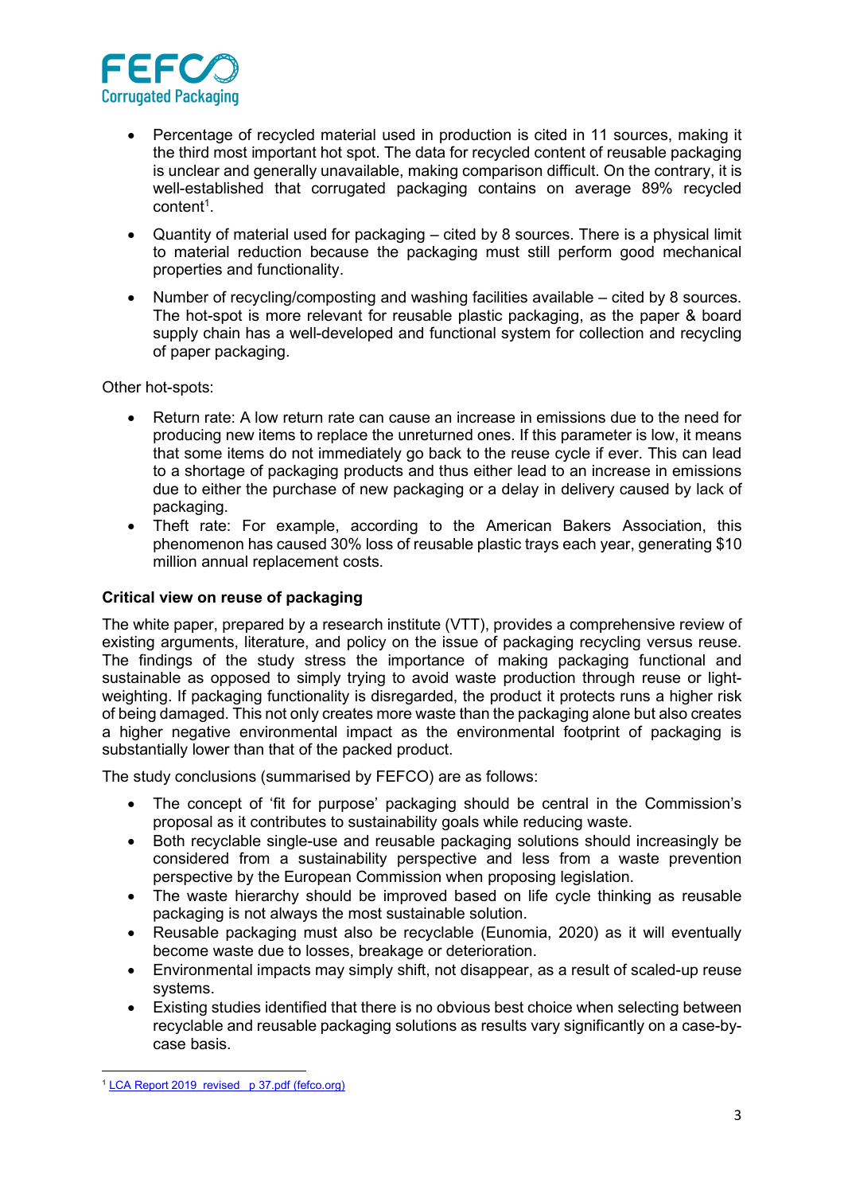- Percentage of recycled material used in production is cited in 11 sources, making it the third most important hot spot. The data for recycled content of reusable packaging is unclear and generally unavailable, making comparison difficult. On the contrary, it is well-established that corrugated packaging contains on average 89% recycled content[1].
- Quantity of material used for packaging – cited by 8 sources. There is a physical limit to material reduction because the packaging must still perform good mechanical properties and functionality.
- Number of recycling/composting and washing facilities available – cited by 8 sources. The hot-spot is more relevant for reusable plastic packaging, as the paper & board supply chain has a well-developed and functional system for collection and recycling of paper packaging.

Other hot-spots:

- Return rate: A low return rate can cause an increase in emissions due to the need for producing new items to replace the unreturned ones. If this parameter is low, it means that some items do not immediately go back to the reuse cycle if ever. This can lead to a shortage of packaging products and thus either lead to an increase in emissions due to either the purchase of new packaging or a delay in delivery caused by lack of packaging.
- Theft rate: For example, according to the American Bakers Association, this phenomenon has caused 30% loss of reusable plastic trays each year, generating $10 million annual replacement costs.

**Critical view on reuse of packaging**

The white paper, prepared by a research institute (VTT), provides a comprehensive review of existing arguments, literature, and policy on the issue of packaging recycling versus reuse. The findings of the study stress the importance of making packaging functional and sustainable as opposed to simply trying to avoid waste production through reuse or light-weighting. If packaging functionality is disregarded, the product it protects runs a higher risk of being damaged. This not only creates more waste than the packaging alone but also creates a higher negative environmental impact as the environmental footprint of packaging is substantially lower than that of the packed product.

The study conclusions (summarised by FEFCO) are as follows:

- The concept of 'fit for purpose' packaging should be central in the Commission's proposal as it contributes to sustainability goals while reducing waste.
- Both recyclable single-use and reusable packaging solutions should increasingly be considered from a sustainability perspective and less from a waste prevention perspective by the European Commission when proposing legislation.
- The waste hierarchy should be improved based on life cycle thinking as reusable packaging is not always the most sustainable solution.
- Reusable packaging must also be recyclable (Eunomia, 2020) as it will eventually become waste due to losses, breakage or deterioration.
- Environmental impacts may simply shift, not disappear, as a result of scaled-up reuse systems.
- Existing studies identified that there is no obvious best choice when selecting between recyclable and reusable packaging solutions as results vary significantly on a case-by-case basis.

[1] LCA Report 2019 revised p 37.pdf (fefco.org)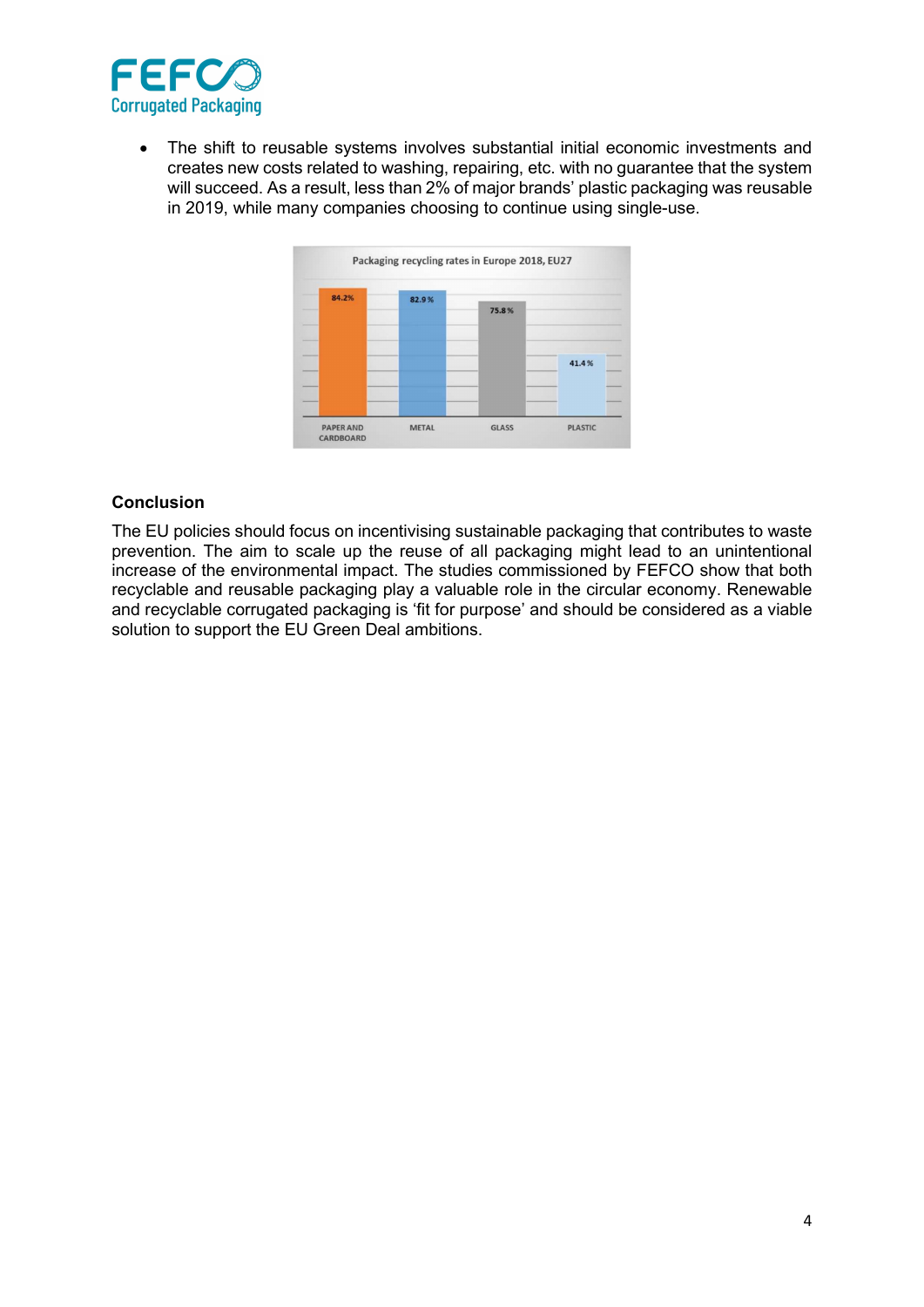- The shift to reusable systems involves substantial initial economic investments and creates new costs related to washing, repairing, etc. with no guarantee that the system will succeed. As a result, less than 2% of major brands' plastic packaging was reusable in 2019, while many companies choosing to continue using single-use.

Packaging recycling rates in Europe 2018, EU27

84.2%
82.9 %
75.8 %
41.4 %

PAPER AND CARDBOARD
METAL
GLASS
PLASTIC

## Conclusion

The EU policies should focus on incentivising sustainable packaging that contributes to waste prevention. The aim to scale up the reuse of all packaging might lead to an unintentional increase of the environmental impact. The studies commissioned by FEFCO show that both recyclable and reusable packaging play a valuable role in the circular economy. Renewable and recyclable corrugated packaging is 'fit for purpose' and should be considered as a viable solution to support the EU Green Deal ambitions.